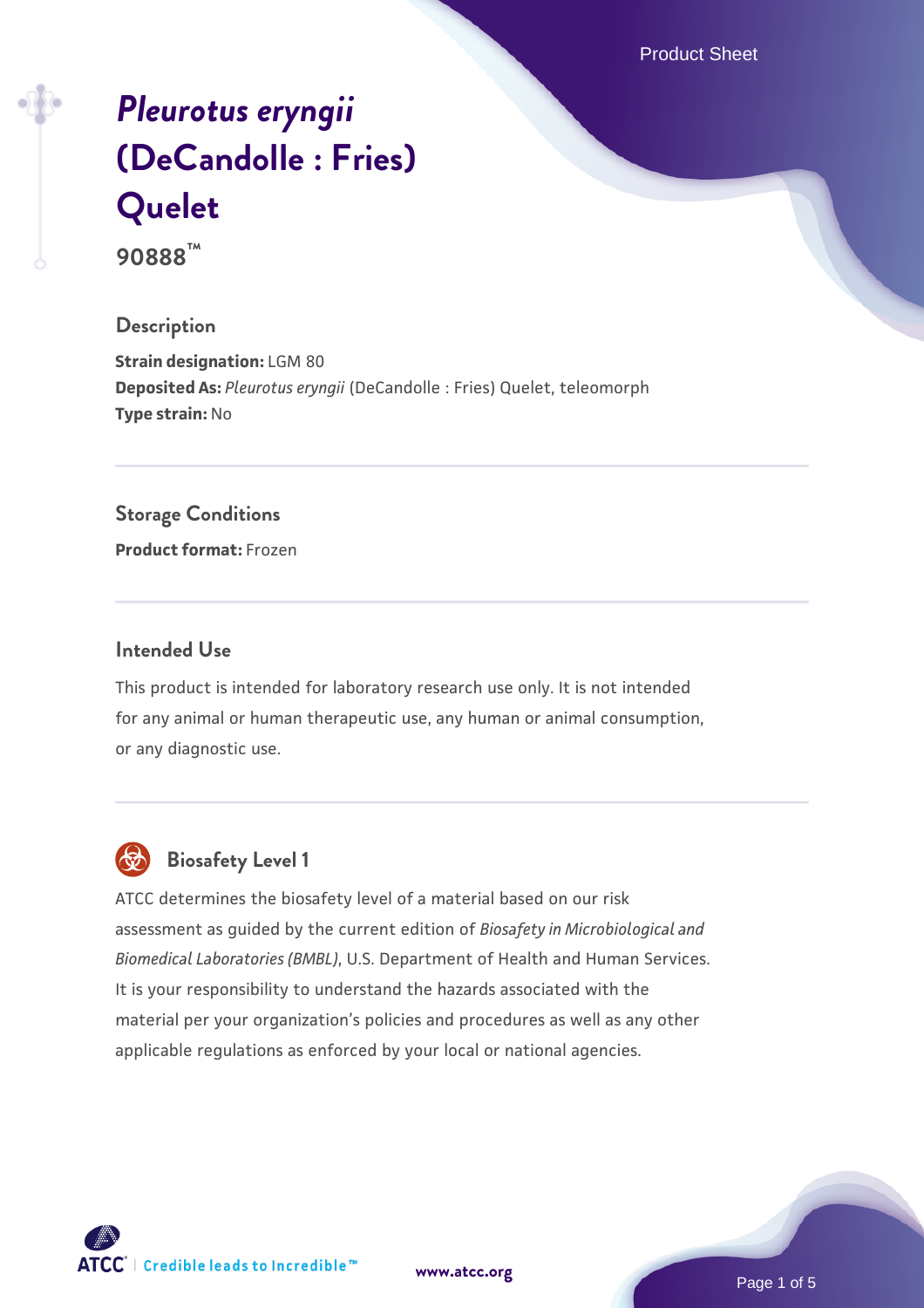# *Pleurotus eryngii* (DeCandolle : Fries) Quelet

**90888™**

## Description

**Strain designation:** LGM 80
**Deposited As:** *Pleurotus eryngii* (DeCandolle : Fries) Quelet, teleomorph
**Type strain:** No

## Storage Conditions

**Product format:** Frozen

## Intended Use

This product is intended for laboratory research use only. It is not intended for any animal or human therapeutic use, any human or animal consumption, or any diagnostic use.

## Biosafety Level 1

ATCC determines the biosafety level of a material based on our risk assessment as guided by the current edition of *Biosafety in Microbiological and Biomedical Laboratories (BMBL)*, U.S. Department of Health and Human Services. It is your responsibility to understand the hazards associated with the material per your organization's policies and procedures as well as any other applicable regulations as enforced by your local or national agencies.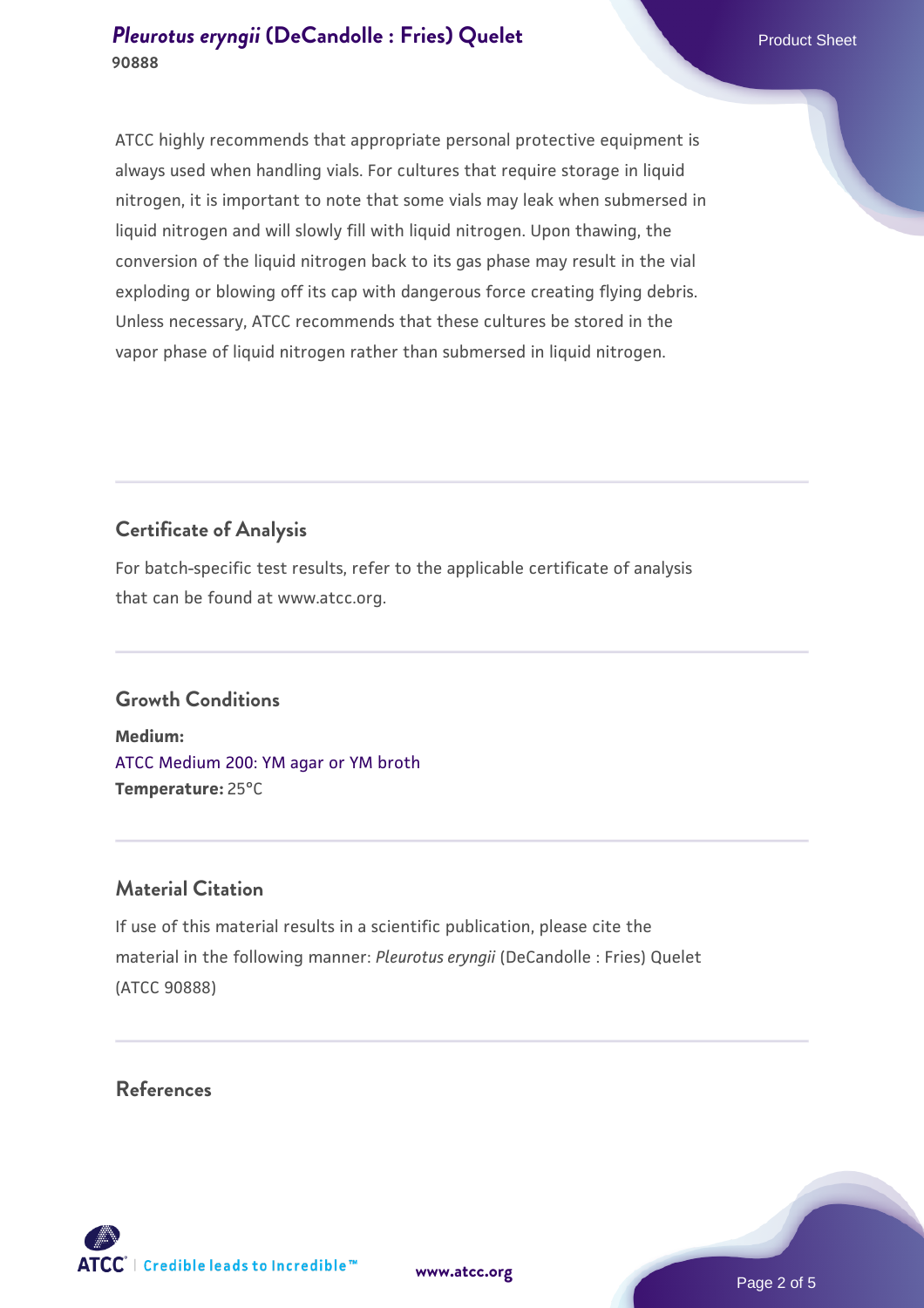ATCC highly recommends that appropriate personal protective equipment is always used when handling vials. For cultures that require storage in liquid nitrogen, it is important to note that some vials may leak when submersed in liquid nitrogen and will slowly fill with liquid nitrogen. Upon thawing, the conversion of the liquid nitrogen back to its gas phase may result in the vial exploding or blowing off its cap with dangerous force creating flying debris. Unless necessary, ATCC recommends that these cultures be stored in the vapor phase of liquid nitrogen rather than submersed in liquid nitrogen.

## Certificate of Analysis

For batch-specific test results, refer to the applicable certificate of analysis that can be found at www.atcc.org.

## Growth Conditions

**Medium:**
ATCC Medium 200: YM agar or YM broth
**Temperature:** 25°C

## Material Citation

If use of this material results in a scientific publication, please cite the material in the following manner: *Pleurotus eryngii* (DeCandolle : Fries) Quelet (ATCC 90888)

## References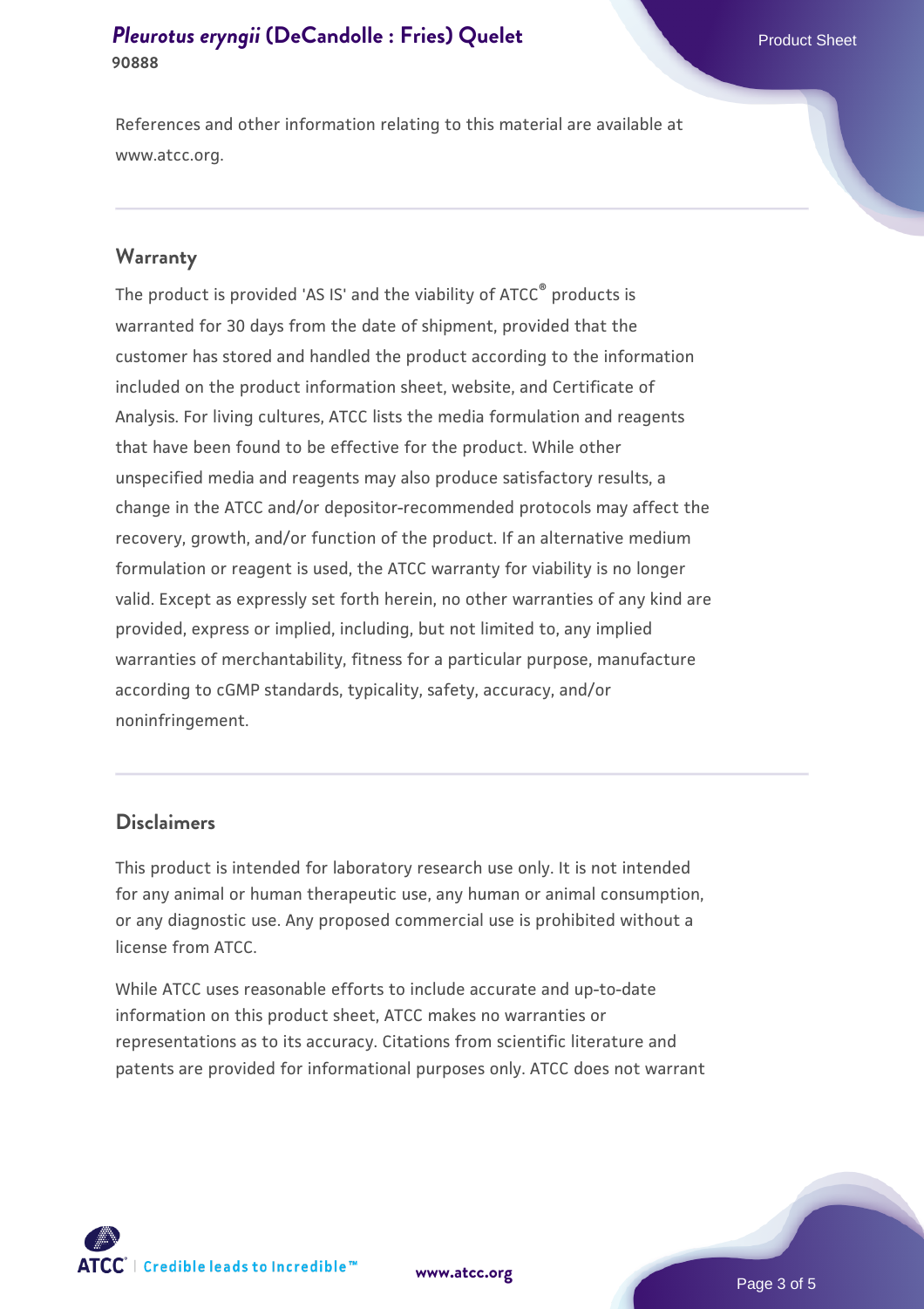References and other information relating to this material are available at www.atcc.org.

## Warranty

The product is provided 'AS IS' and the viability of ATCC® products is warranted for 30 days from the date of shipment, provided that the customer has stored and handled the product according to the information included on the product information sheet, website, and Certificate of Analysis. For living cultures, ATCC lists the media formulation and reagents that have been found to be effective for the product. While other unspecified media and reagents may also produce satisfactory results, a change in the ATCC and/or depositor-recommended protocols may affect the recovery, growth, and/or function of the product. If an alternative medium formulation or reagent is used, the ATCC warranty for viability is no longer valid. Except as expressly set forth herein, no other warranties of any kind are provided, express or implied, including, but not limited to, any implied warranties of merchantability, fitness for a particular purpose, manufacture according to cGMP standards, typicality, safety, accuracy, and/or noninfringement.

## Disclaimers

This product is intended for laboratory research use only. It is not intended for any animal or human therapeutic use, any human or animal consumption, or any diagnostic use. Any proposed commercial use is prohibited without a license from ATCC.

While ATCC uses reasonable efforts to include accurate and up-to-date information on this product sheet, ATCC makes no warranties or representations as to its accuracy. Citations from scientific literature and patents are provided for informational purposes only. ATCC does not warrant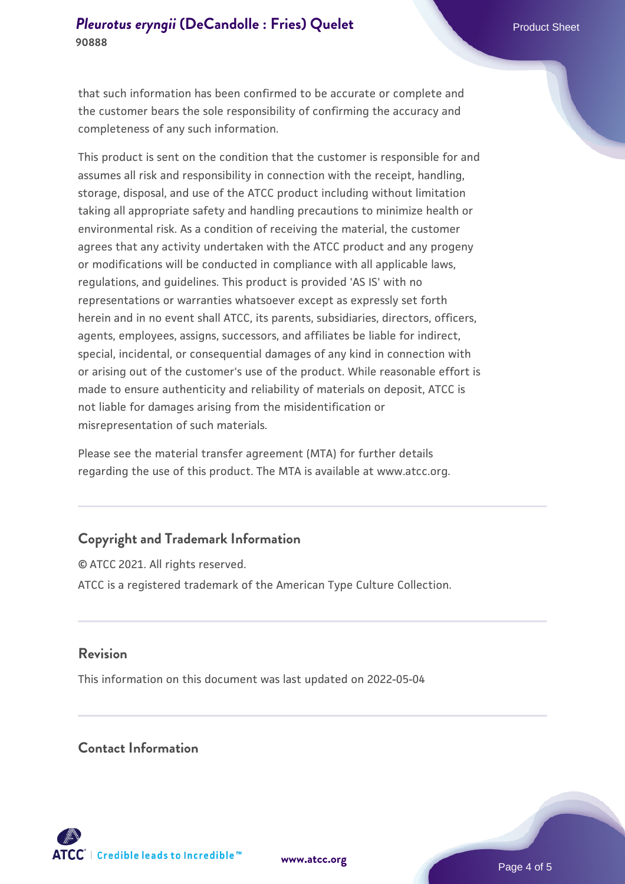that such information has been confirmed to be accurate or complete and the customer bears the sole responsibility of confirming the accuracy and completeness of any such information.

This product is sent on the condition that the customer is responsible for and assumes all risk and responsibility in connection with the receipt, handling, storage, disposal, and use of the ATCC product including without limitation taking all appropriate safety and handling precautions to minimize health or environmental risk. As a condition of receiving the material, the customer agrees that any activity undertaken with the ATCC product and any progeny or modifications will be conducted in compliance with all applicable laws, regulations, and guidelines. This product is provided 'AS IS' with no representations or warranties whatsoever except as expressly set forth herein and in no event shall ATCC, its parents, subsidiaries, directors, officers, agents, employees, assigns, successors, and affiliates be liable for indirect, special, incidental, or consequential damages of any kind in connection with or arising out of the customer's use of the product. While reasonable effort is made to ensure authenticity and reliability of materials on deposit, ATCC is not liable for damages arising from the misidentification or misrepresentation of such materials.

Please see the material transfer agreement (MTA) for further details regarding the use of this product. The MTA is available at www.atcc.org.

## Copyright and Trademark Information

© ATCC 2021. All rights reserved.

ATCC is a registered trademark of the American Type Culture Collection.

## Revision

This information on this document was last updated on 2022-05-04

## Contact Information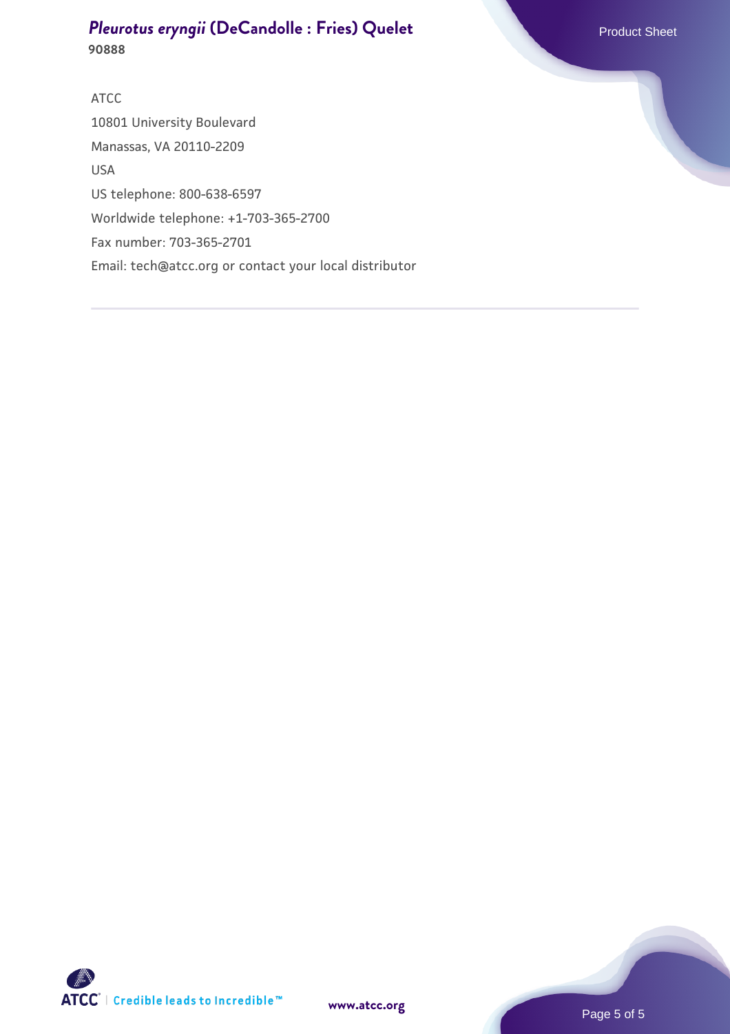ATCC

10801 University Boulevard

Manassas, VA 20110-2209

USA

US telephone: 800-638-6597

Worldwide telephone: +1-703-365-2700

Fax number: 703-365-2701

Email: tech@atcc.org or contact your local distributor